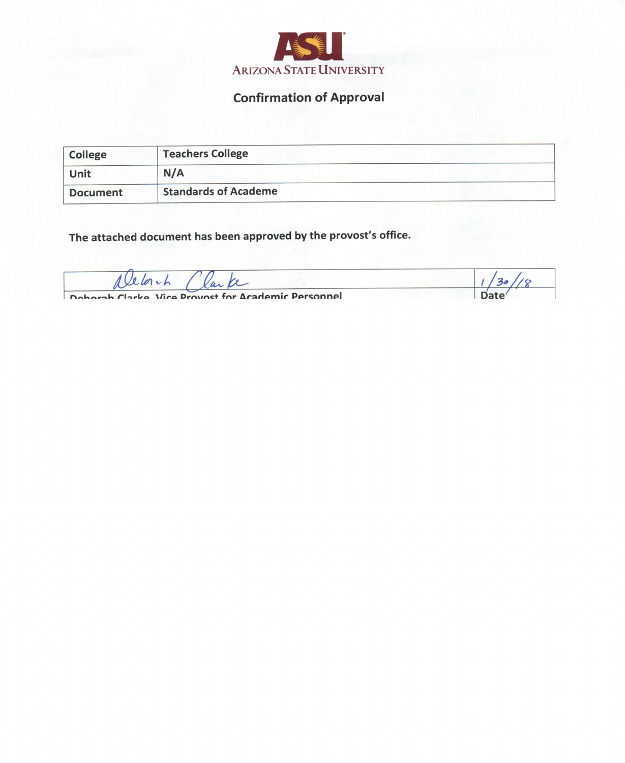ASU

ARIZONA STATE UNIVERSITY

## Confirmation of Approval

| | |
|---|---|
| **College** | **Teachers College** |
| **Unit** | **N/A** |
| **Document** | **Standards of Academe** |

**The attached document has been approved by the provost's office.**

| | |
|---|---|
| Deborah Clarke | 1/30/18 |
| **Deborah Clarke, Vice Provost for Academic Personnel** | **Date** |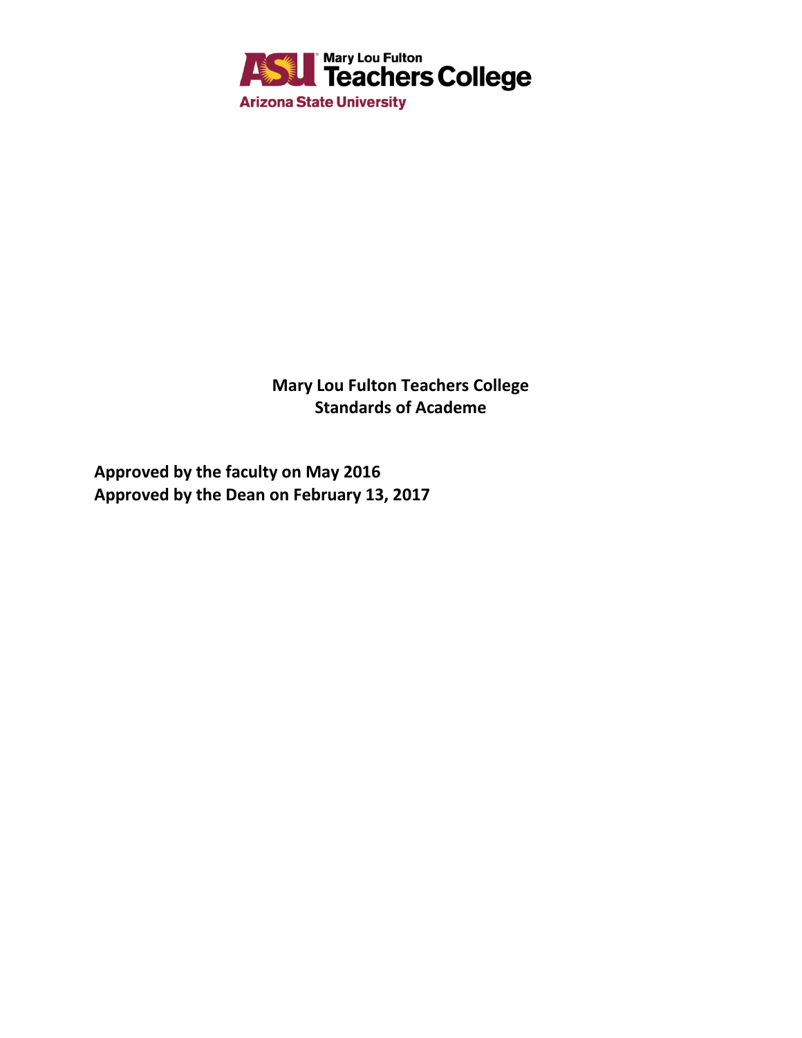Mary Lou Fulton Teachers College

Arizona State University

**Mary Lou Fulton Teachers College**
**Standards of Academe**

**Approved by the faculty on May 2016**
**Approved by the Dean on February 13, 2017**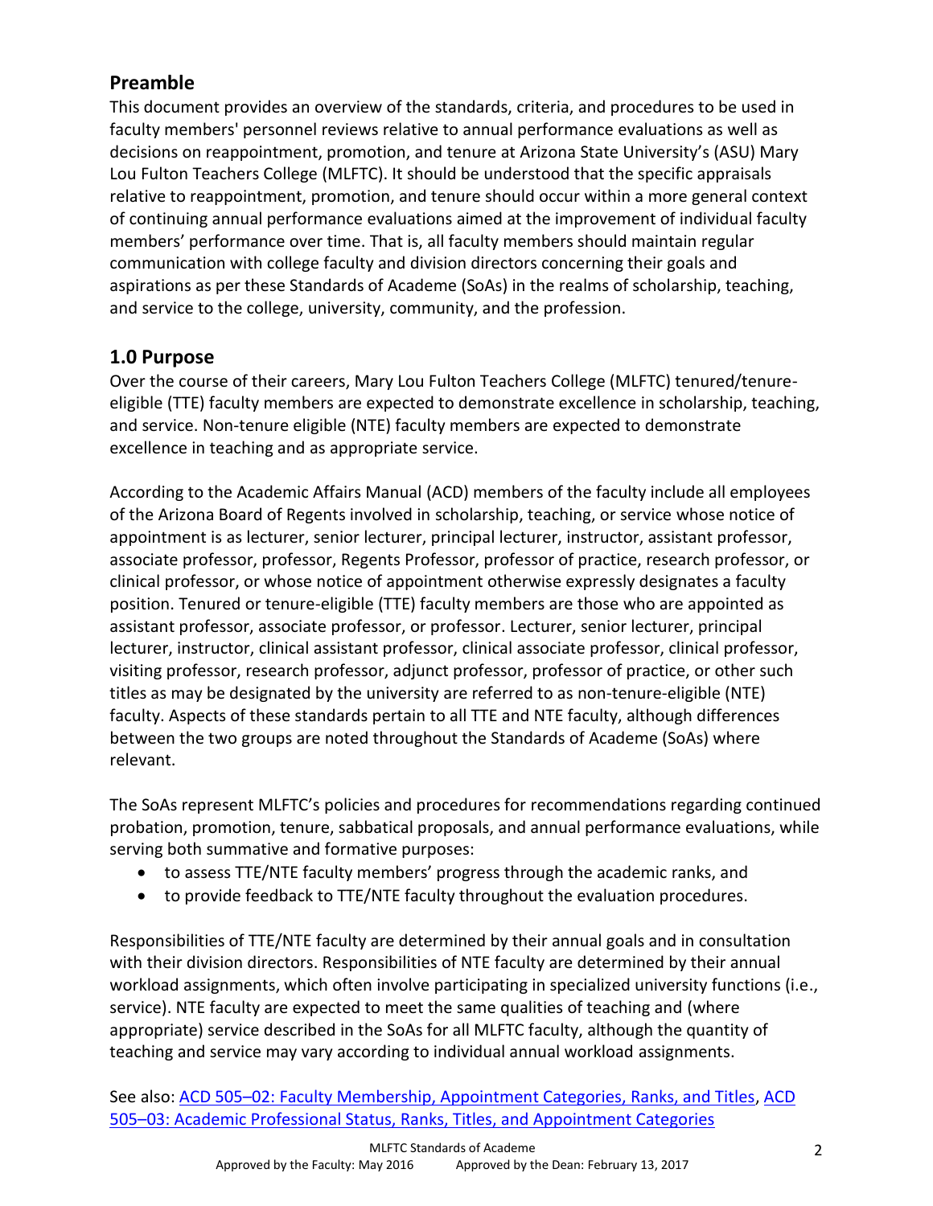## Preamble

This document provides an overview of the standards, criteria, and procedures to be used in faculty members' personnel reviews relative to annual performance evaluations as well as decisions on reappointment, promotion, and tenure at Arizona State University's (ASU) Mary Lou Fulton Teachers College (MLFTC). It should be understood that the specific appraisals relative to reappointment, promotion, and tenure should occur within a more general context of continuing annual performance evaluations aimed at the improvement of individual faculty members' performance over time. That is, all faculty members should maintain regular communication with college faculty and division directors concerning their goals and aspirations as per these Standards of Academe (SoAs) in the realms of scholarship, teaching, and service to the college, university, community, and the profession.

## 1.0 Purpose

Over the course of their careers, Mary Lou Fulton Teachers College (MLFTC) tenured/tenure-eligible (TTE) faculty members are expected to demonstrate excellence in scholarship, teaching, and service. Non-tenure eligible (NTE) faculty members are expected to demonstrate excellence in teaching and as appropriate service.

According to the Academic Affairs Manual (ACD) members of the faculty include all employees of the Arizona Board of Regents involved in scholarship, teaching, or service whose notice of appointment is as lecturer, senior lecturer, principal lecturer, instructor, assistant professor, associate professor, professor, Regents Professor, professor of practice, research professor, or clinical professor, or whose notice of appointment otherwise expressly designates a faculty position. Tenured or tenure-eligible (TTE) faculty members are those who are appointed as assistant professor, associate professor, or professor. Lecturer, senior lecturer, principal lecturer, instructor, clinical assistant professor, clinical associate professor, clinical professor, visiting professor, research professor, adjunct professor, professor of practice, or other such titles as may be designated by the university are referred to as non-tenure-eligible (NTE) faculty. Aspects of these standards pertain to all TTE and NTE faculty, although differences between the two groups are noted throughout the Standards of Academe (SoAs) where relevant.

The SoAs represent MLFTC's policies and procedures for recommendations regarding continued probation, promotion, tenure, sabbatical proposals, and annual performance evaluations, while serving both summative and formative purposes:

- to assess TTE/NTE faculty members' progress through the academic ranks, and
- to provide feedback to TTE/NTE faculty throughout the evaluation procedures.

Responsibilities of TTE/NTE faculty are determined by their annual goals and in consultation with their division directors. Responsibilities of NTE faculty are determined by their annual workload assignments, which often involve participating in specialized university functions (i.e., service). NTE faculty are expected to meet the same qualities of teaching and (where appropriate) service described in the SoAs for all MLFTC faculty, although the quantity of teaching and service may vary according to individual annual workload assignments.

See also: ACD 505–02: Faculty Membership, Appointment Categories, Ranks, and Titles, ACD 505–03: Academic Professional Status, Ranks, Titles, and Appointment Categories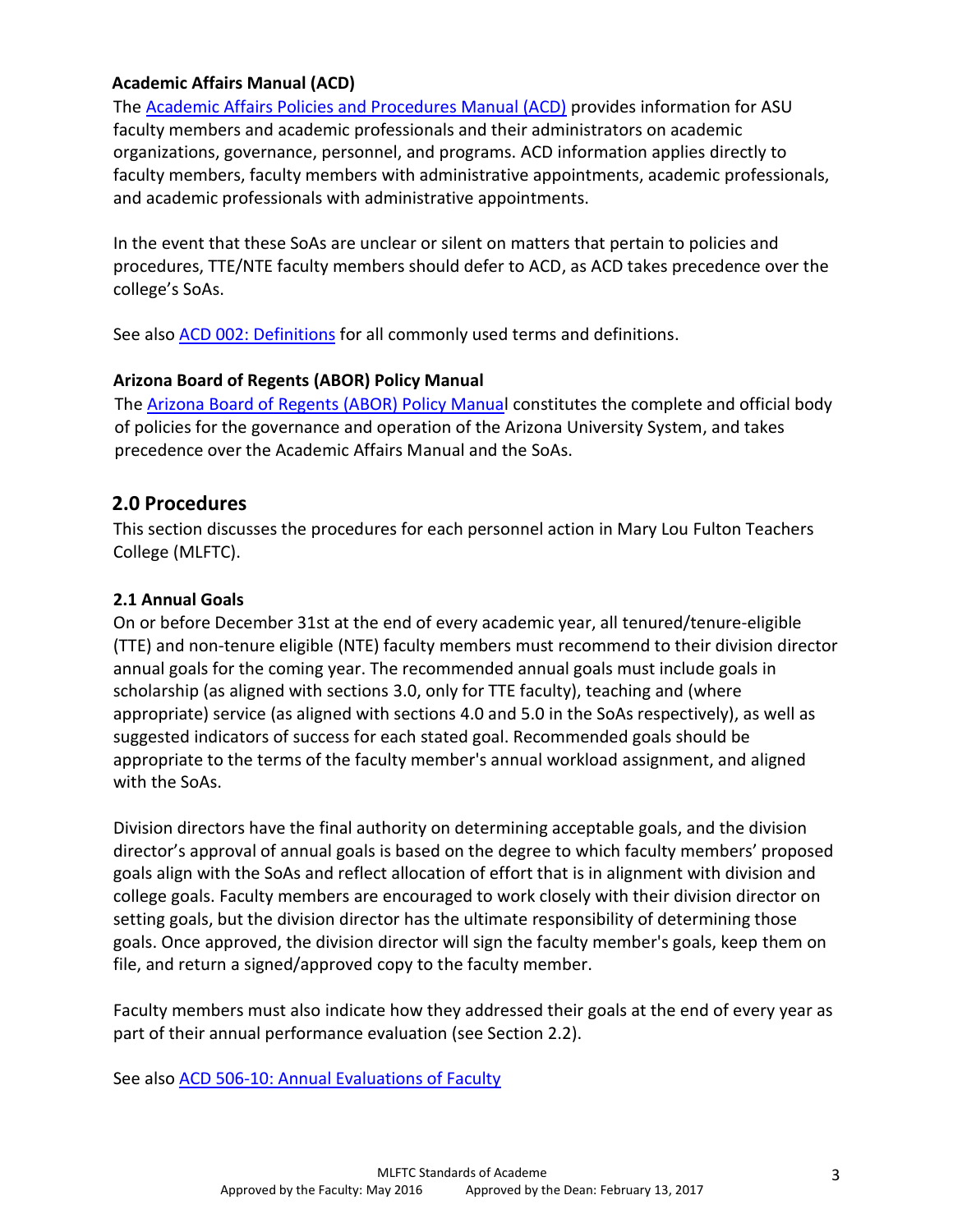### Academic Affairs Manual (ACD)

The Academic Affairs Policies and Procedures Manual (ACD) provides information for ASU faculty members and academic professionals and their administrators on academic organizations, governance, personnel, and programs. ACD information applies directly to faculty members, faculty members with administrative appointments, academic professionals, and academic professionals with administrative appointments.

In the event that these SoAs are unclear or silent on matters that pertain to policies and procedures, TTE/NTE faculty members should defer to ACD, as ACD takes precedence over the college's SoAs.

See also ACD 002: Definitions for all commonly used terms and definitions.

### Arizona Board of Regents (ABOR) Policy Manual

The Arizona Board of Regents (ABOR) Policy Manual constitutes the complete and official body of policies for the governance and operation of the Arizona University System, and takes precedence over the Academic Affairs Manual and the SoAs.

## 2.0 Procedures

This section discusses the procedures for each personnel action in Mary Lou Fulton Teachers College (MLFTC).

### 2.1 Annual Goals

On or before December 31st at the end of every academic year, all tenured/tenure-eligible (TTE) and non-tenure eligible (NTE) faculty members must recommend to their division director annual goals for the coming year. The recommended annual goals must include goals in scholarship (as aligned with sections 3.0, only for TTE faculty), teaching and (where appropriate) service (as aligned with sections 4.0 and 5.0 in the SoAs respectively), as well as suggested indicators of success for each stated goal. Recommended goals should be appropriate to the terms of the faculty member's annual workload assignment, and aligned with the SoAs.

Division directors have the final authority on determining acceptable goals, and the division director's approval of annual goals is based on the degree to which faculty members' proposed goals align with the SoAs and reflect allocation of effort that is in alignment with division and college goals. Faculty members are encouraged to work closely with their division director on setting goals, but the division director has the ultimate responsibility of determining those goals. Once approved, the division director will sign the faculty member's goals, keep them on file, and return a signed/approved copy to the faculty member.

Faculty members must also indicate how they addressed their goals at the end of every year as part of their annual performance evaluation (see Section 2.2).

See also ACD 506-10: Annual Evaluations of Faculty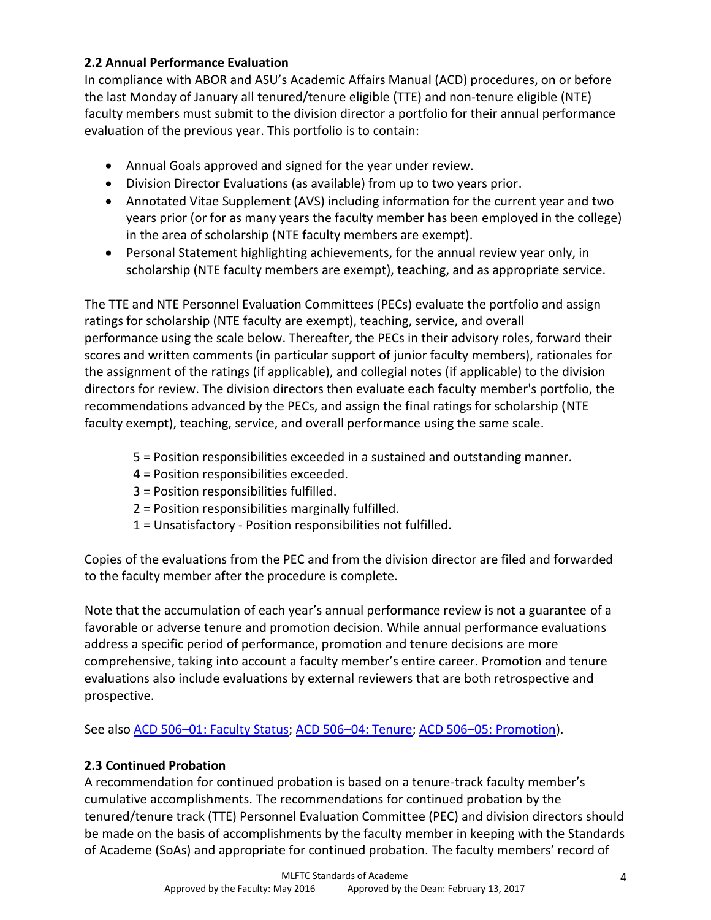### 2.2 Annual Performance Evaluation

In compliance with ABOR and ASU's Academic Affairs Manual (ACD) procedures, on or before the last Monday of January all tenured/tenure eligible (TTE) and non-tenure eligible (NTE) faculty members must submit to the division director a portfolio for their annual performance evaluation of the previous year. This portfolio is to contain:

- Annual Goals approved and signed for the year under review.
- Division Director Evaluations (as available) from up to two years prior.
- Annotated Vitae Supplement (AVS) including information for the current year and two years prior (or for as many years the faculty member has been employed in the college) in the area of scholarship (NTE faculty members are exempt).
- Personal Statement highlighting achievements, for the annual review year only, in scholarship (NTE faculty members are exempt), teaching, and as appropriate service.

The TTE and NTE Personnel Evaluation Committees (PECs) evaluate the portfolio and assign ratings for scholarship (NTE faculty are exempt), teaching, service, and overall performance using the scale below. Thereafter, the PECs in their advisory roles, forward their scores and written comments (in particular support of junior faculty members), rationales for the assignment of the ratings (if applicable), and collegial notes (if applicable) to the division directors for review. The division directors then evaluate each faculty member's portfolio, the recommendations advanced by the PECs, and assign the final ratings for scholarship (NTE faculty exempt), teaching, service, and overall performance using the same scale.

5 = Position responsibilities exceeded in a sustained and outstanding manner.
4 = Position responsibilities exceeded.
3 = Position responsibilities fulfilled.
2 = Position responsibilities marginally fulfilled.
1 = Unsatisfactory - Position responsibilities not fulfilled.

Copies of the evaluations from the PEC and from the division director are filed and forwarded to the faculty member after the procedure is complete.

Note that the accumulation of each year's annual performance review is not a guarantee of a favorable or adverse tenure and promotion decision. While annual performance evaluations address a specific period of performance, promotion and tenure decisions are more comprehensive, taking into account a faculty member's entire career. Promotion and tenure evaluations also include evaluations by external reviewers that are both retrospective and prospective.

See also ACD 506–01: Faculty Status; ACD 506–04: Tenure; ACD 506–05: Promotion).

### 2.3 Continued Probation

A recommendation for continued probation is based on a tenure-track faculty member's cumulative accomplishments. The recommendations for continued probation by the tenured/tenure track (TTE) Personnel Evaluation Committee (PEC) and division directors should be made on the basis of accomplishments by the faculty member in keeping with the Standards of Academe (SoAs) and appropriate for continued probation. The faculty members' record of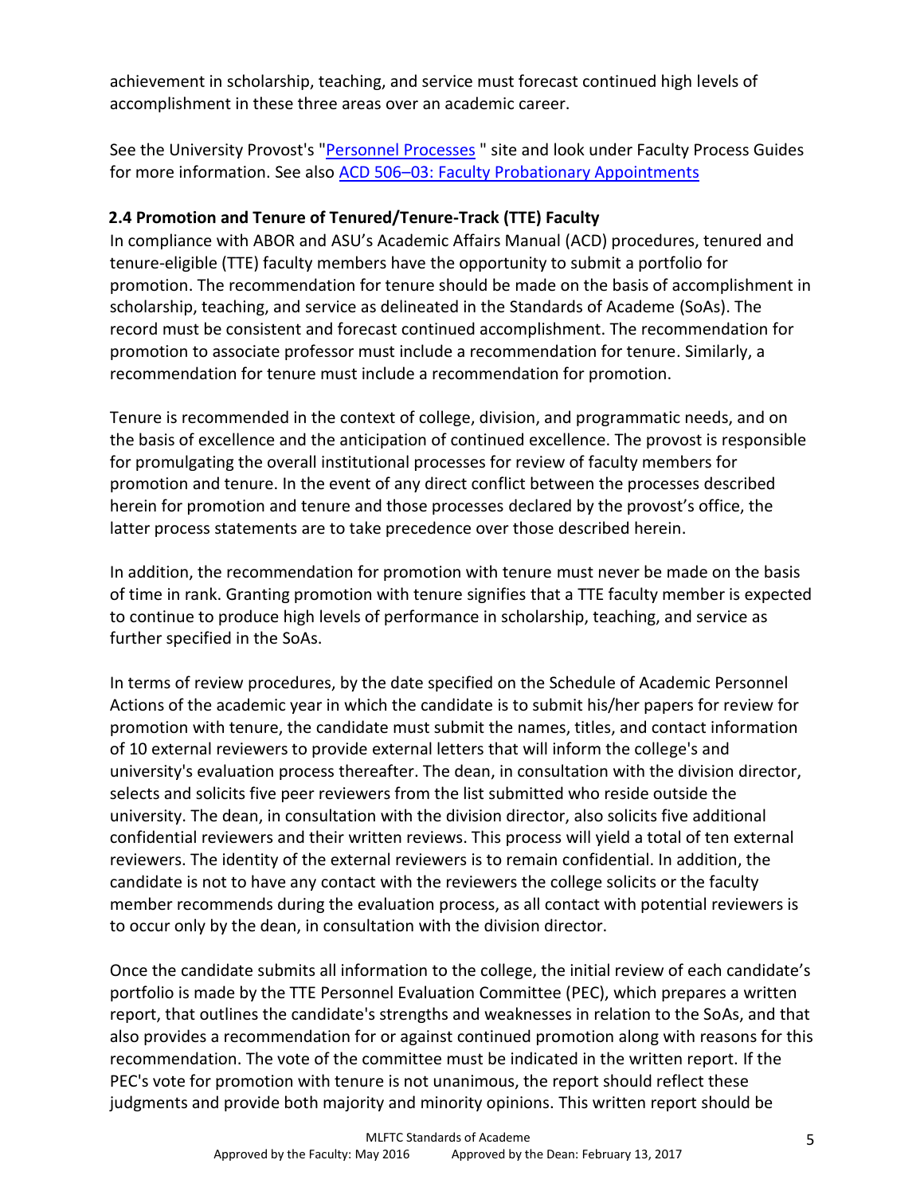achievement in scholarship, teaching, and service must forecast continued high levels of accomplishment in these three areas over an academic career.

See the University Provost's "Personnel Processes " site and look under Faculty Process Guides for more information. See also ACD 506–03: Faculty Probationary Appointments

### 2.4 Promotion and Tenure of Tenured/Tenure-Track (TTE) Faculty

In compliance with ABOR and ASU's Academic Affairs Manual (ACD) procedures, tenured and tenure-eligible (TTE) faculty members have the opportunity to submit a portfolio for promotion. The recommendation for tenure should be made on the basis of accomplishment in scholarship, teaching, and service as delineated in the Standards of Academe (SoAs). The record must be consistent and forecast continued accomplishment. The recommendation for promotion to associate professor must include a recommendation for tenure. Similarly, a recommendation for tenure must include a recommendation for promotion.

Tenure is recommended in the context of college, division, and programmatic needs, and on the basis of excellence and the anticipation of continued excellence. The provost is responsible for promulgating the overall institutional processes for review of faculty members for promotion and tenure. In the event of any direct conflict between the processes described herein for promotion and tenure and those processes declared by the provost's office, the latter process statements are to take precedence over those described herein.

In addition, the recommendation for promotion with tenure must never be made on the basis of time in rank. Granting promotion with tenure signifies that a TTE faculty member is expected to continue to produce high levels of performance in scholarship, teaching, and service as further specified in the SoAs.

In terms of review procedures, by the date specified on the Schedule of Academic Personnel Actions of the academic year in which the candidate is to submit his/her papers for review for promotion with tenure, the candidate must submit the names, titles, and contact information of 10 external reviewers to provide external letters that will inform the college's and university's evaluation process thereafter. The dean, in consultation with the division director, selects and solicits five peer reviewers from the list submitted who reside outside the university. The dean, in consultation with the division director, also solicits five additional confidential reviewers and their written reviews. This process will yield a total of ten external reviewers. The identity of the external reviewers is to remain confidential. In addition, the candidate is not to have any contact with the reviewers the college solicits or the faculty member recommends during the evaluation process, as all contact with potential reviewers is to occur only by the dean, in consultation with the division director.

Once the candidate submits all information to the college, the initial review of each candidate's portfolio is made by the TTE Personnel Evaluation Committee (PEC), which prepares a written report, that outlines the candidate's strengths and weaknesses in relation to the SoAs, and that also provides a recommendation for or against continued promotion along with reasons for this recommendation. The vote of the committee must be indicated in the written report. If the PEC's vote for promotion with tenure is not unanimous, the report should reflect these judgments and provide both majority and minority opinions. This written report should be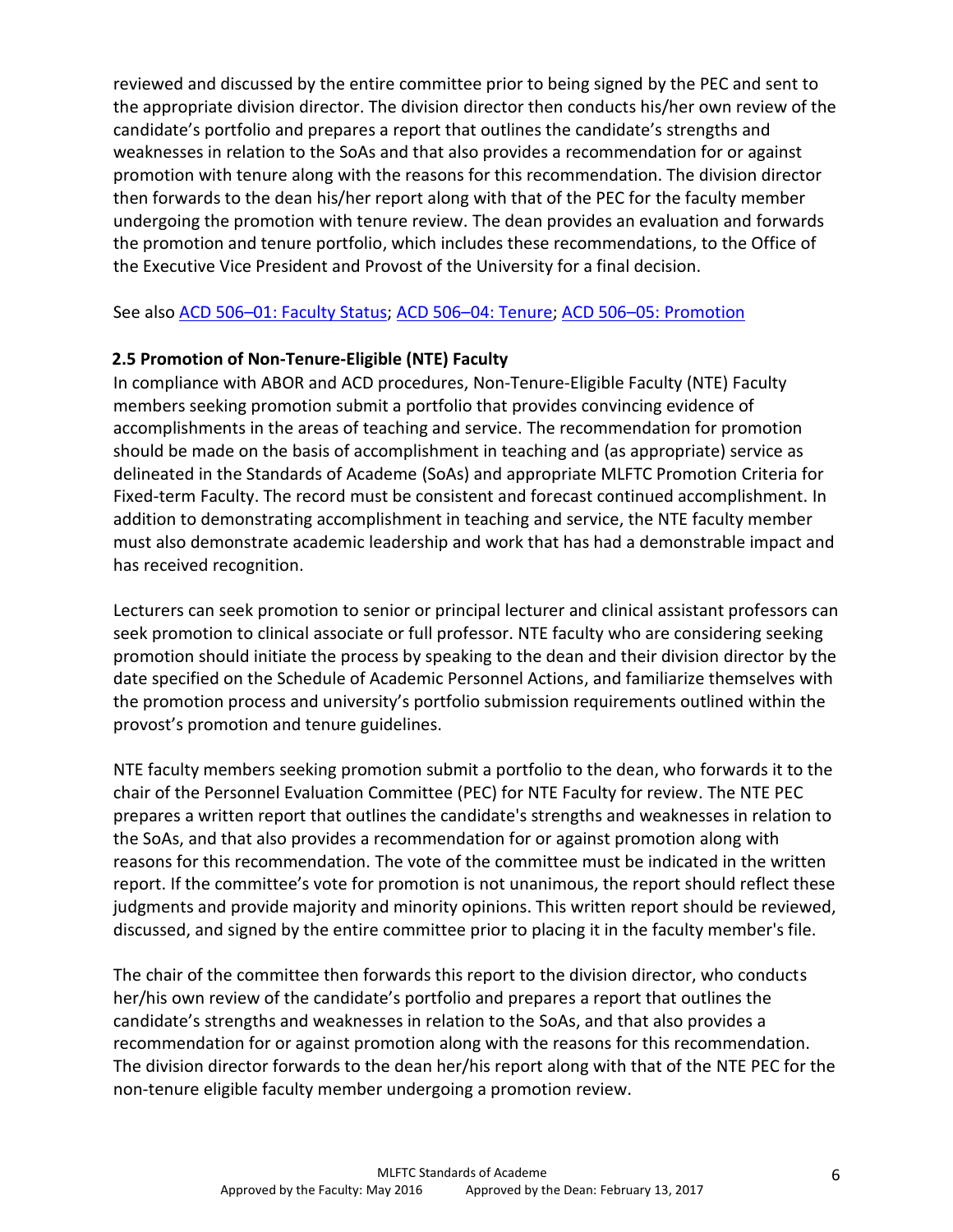reviewed and discussed by the entire committee prior to being signed by the PEC and sent to the appropriate division director. The division director then conducts his/her own review of the candidate's portfolio and prepares a report that outlines the candidate's strengths and weaknesses in relation to the SoAs and that also provides a recommendation for or against promotion with tenure along with the reasons for this recommendation. The division director then forwards to the dean his/her report along with that of the PEC for the faculty member undergoing the promotion with tenure review. The dean provides an evaluation and forwards the promotion and tenure portfolio, which includes these recommendations, to the Office of the Executive Vice President and Provost of the University for a final decision.

See also ACD 506–01: Faculty Status; ACD 506–04: Tenure; ACD 506–05: Promotion

### 2.5 Promotion of Non-Tenure-Eligible (NTE) Faculty

In compliance with ABOR and ACD procedures, Non-Tenure-Eligible Faculty (NTE) Faculty members seeking promotion submit a portfolio that provides convincing evidence of accomplishments in the areas of teaching and service. The recommendation for promotion should be made on the basis of accomplishment in teaching and (as appropriate) service as delineated in the Standards of Academe (SoAs) and appropriate MLFTC Promotion Criteria for Fixed-term Faculty. The record must be consistent and forecast continued accomplishment. In addition to demonstrating accomplishment in teaching and service, the NTE faculty member must also demonstrate academic leadership and work that has had a demonstrable impact and has received recognition.

Lecturers can seek promotion to senior or principal lecturer and clinical assistant professors can seek promotion to clinical associate or full professor. NTE faculty who are considering seeking promotion should initiate the process by speaking to the dean and their division director by the date specified on the Schedule of Academic Personnel Actions, and familiarize themselves with the promotion process and university's portfolio submission requirements outlined within the provost's promotion and tenure guidelines.

NTE faculty members seeking promotion submit a portfolio to the dean, who forwards it to the chair of the Personnel Evaluation Committee (PEC) for NTE Faculty for review. The NTE PEC prepares a written report that outlines the candidate's strengths and weaknesses in relation to the SoAs, and that also provides a recommendation for or against promotion along with reasons for this recommendation. The vote of the committee must be indicated in the written report. If the committee's vote for promotion is not unanimous, the report should reflect these judgments and provide majority and minority opinions. This written report should be reviewed, discussed, and signed by the entire committee prior to placing it in the faculty member's file.

The chair of the committee then forwards this report to the division director, who conducts her/his own review of the candidate's portfolio and prepares a report that outlines the candidate's strengths and weaknesses in relation to the SoAs, and that also provides a recommendation for or against promotion along with the reasons for this recommendation. The division director forwards to the dean her/his report along with that of the NTE PEC for the non-tenure eligible faculty member undergoing a promotion review.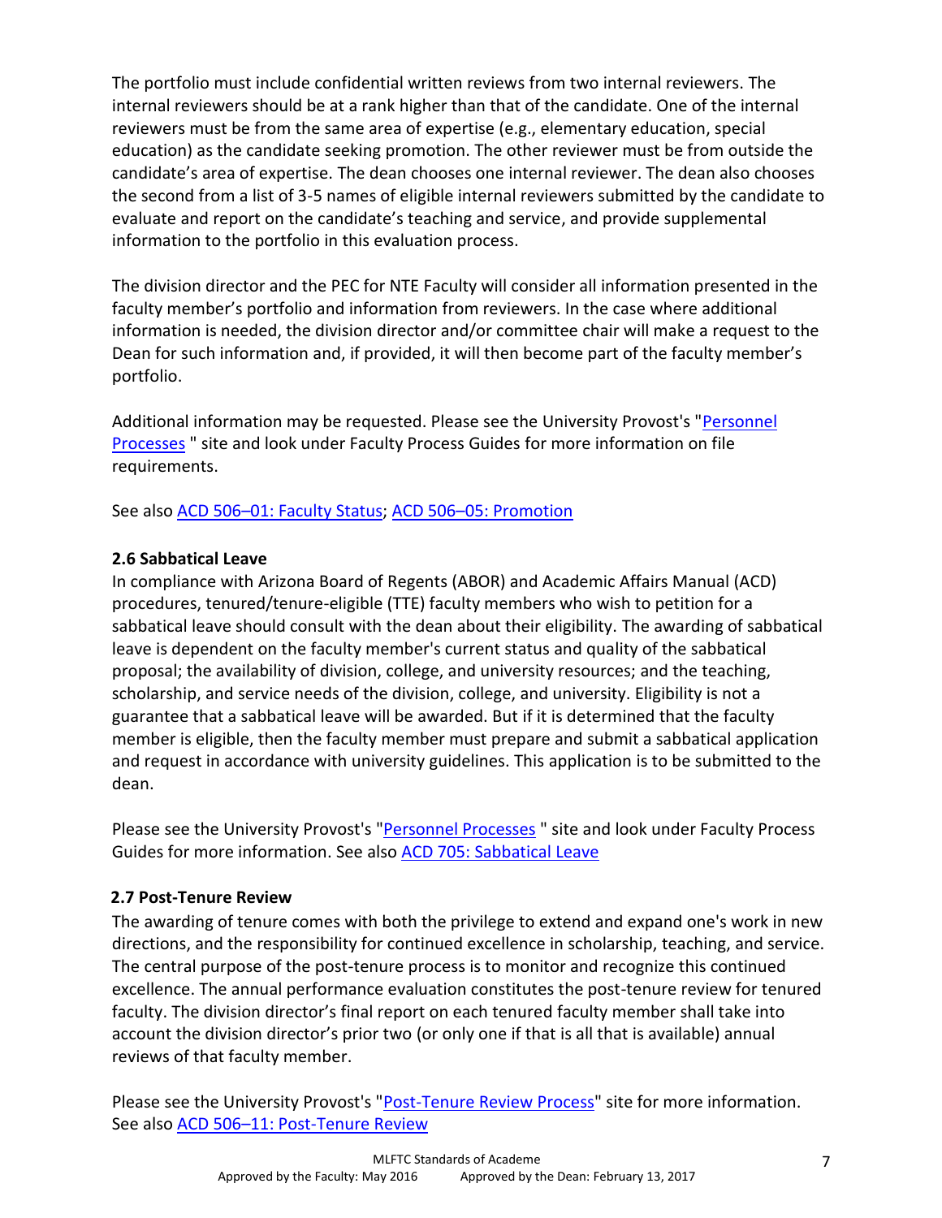The portfolio must include confidential written reviews from two internal reviewers. The internal reviewers should be at a rank higher than that of the candidate. One of the internal reviewers must be from the same area of expertise (e.g., elementary education, special education) as the candidate seeking promotion. The other reviewer must be from outside the candidate's area of expertise. The dean chooses one internal reviewer. The dean also chooses the second from a list of 3-5 names of eligible internal reviewers submitted by the candidate to evaluate and report on the candidate's teaching and service, and provide supplemental information to the portfolio in this evaluation process.

The division director and the PEC for NTE Faculty will consider all information presented in the faculty member's portfolio and information from reviewers. In the case where additional information is needed, the division director and/or committee chair will make a request to the Dean for such information and, if provided, it will then become part of the faculty member's portfolio.

Additional information may be requested. Please see the University Provost's "Personnel Processes " site and look under Faculty Process Guides for more information on file requirements.

See also ACD 506–01: Faculty Status; ACD 506–05: Promotion

### 2.6 Sabbatical Leave

In compliance with Arizona Board of Regents (ABOR) and Academic Affairs Manual (ACD) procedures, tenured/tenure-eligible (TTE) faculty members who wish to petition for a sabbatical leave should consult with the dean about their eligibility. The awarding of sabbatical leave is dependent on the faculty member's current status and quality of the sabbatical proposal; the availability of division, college, and university resources; and the teaching, scholarship, and service needs of the division, college, and university. Eligibility is not a guarantee that a sabbatical leave will be awarded. But if it is determined that the faculty member is eligible, then the faculty member must prepare and submit a sabbatical application and request in accordance with university guidelines. This application is to be submitted to the dean.

Please see the University Provost's "Personnel Processes " site and look under Faculty Process Guides for more information. See also ACD 705: Sabbatical Leave

### 2.7 Post-Tenure Review

The awarding of tenure comes with both the privilege to extend and expand one's work in new directions, and the responsibility for continued excellence in scholarship, teaching, and service. The central purpose of the post-tenure process is to monitor and recognize this continued excellence. The annual performance evaluation constitutes the post-tenure review for tenured faculty. The division director's final report on each tenured faculty member shall take into account the division director's prior two (or only one if that is all that is available) annual reviews of that faculty member.

Please see the University Provost's "Post-Tenure Review Process" site for more information. See also ACD 506–11: Post-Tenure Review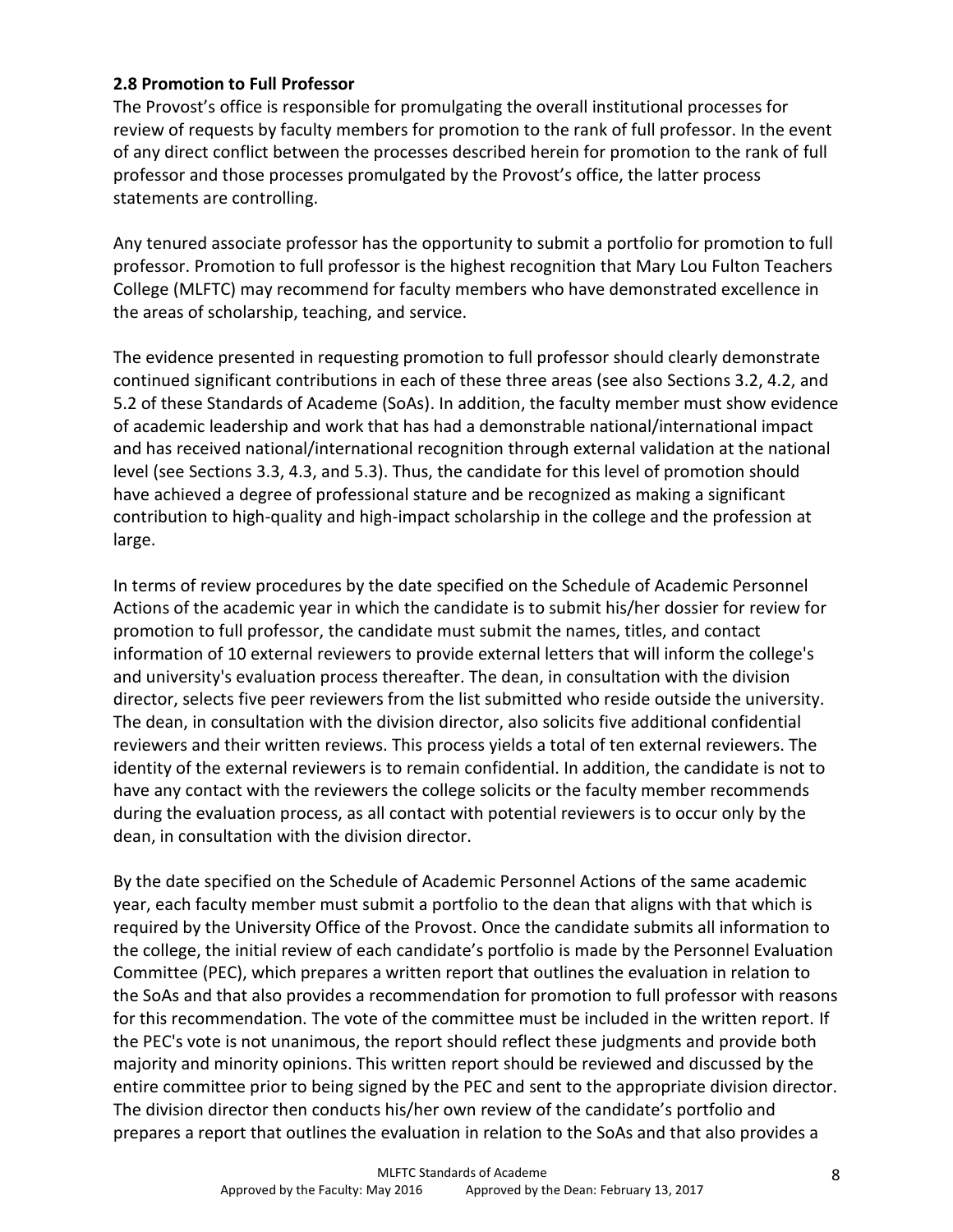### 2.8 Promotion to Full Professor

The Provost's office is responsible for promulgating the overall institutional processes for review of requests by faculty members for promotion to the rank of full professor. In the event of any direct conflict between the processes described herein for promotion to the rank of full professor and those processes promulgated by the Provost's office, the latter process statements are controlling.

Any tenured associate professor has the opportunity to submit a portfolio for promotion to full professor. Promotion to full professor is the highest recognition that Mary Lou Fulton Teachers College (MLFTC) may recommend for faculty members who have demonstrated excellence in the areas of scholarship, teaching, and service.

The evidence presented in requesting promotion to full professor should clearly demonstrate continued significant contributions in each of these three areas (see also Sections 3.2, 4.2, and 5.2 of these Standards of Academe (SoAs). In addition, the faculty member must show evidence of academic leadership and work that has had a demonstrable national/international impact and has received national/international recognition through external validation at the national level (see Sections 3.3, 4.3, and 5.3). Thus, the candidate for this level of promotion should have achieved a degree of professional stature and be recognized as making a significant contribution to high-quality and high-impact scholarship in the college and the profession at large.

In terms of review procedures by the date specified on the Schedule of Academic Personnel Actions of the academic year in which the candidate is to submit his/her dossier for review for promotion to full professor, the candidate must submit the names, titles, and contact information of 10 external reviewers to provide external letters that will inform the college's and university's evaluation process thereafter. The dean, in consultation with the division director, selects five peer reviewers from the list submitted who reside outside the university. The dean, in consultation with the division director, also solicits five additional confidential reviewers and their written reviews. This process yields a total of ten external reviewers. The identity of the external reviewers is to remain confidential. In addition, the candidate is not to have any contact with the reviewers the college solicits or the faculty member recommends during the evaluation process, as all contact with potential reviewers is to occur only by the dean, in consultation with the division director.

By the date specified on the Schedule of Academic Personnel Actions of the same academic year, each faculty member must submit a portfolio to the dean that aligns with that which is required by the University Office of the Provost. Once the candidate submits all information to the college, the initial review of each candidate's portfolio is made by the Personnel Evaluation Committee (PEC), which prepares a written report that outlines the evaluation in relation to the SoAs and that also provides a recommendation for promotion to full professor with reasons for this recommendation. The vote of the committee must be included in the written report. If the PEC's vote is not unanimous, the report should reflect these judgments and provide both majority and minority opinions. This written report should be reviewed and discussed by the entire committee prior to being signed by the PEC and sent to the appropriate division director. The division director then conducts his/her own review of the candidate's portfolio and prepares a report that outlines the evaluation in relation to the SoAs and that also provides a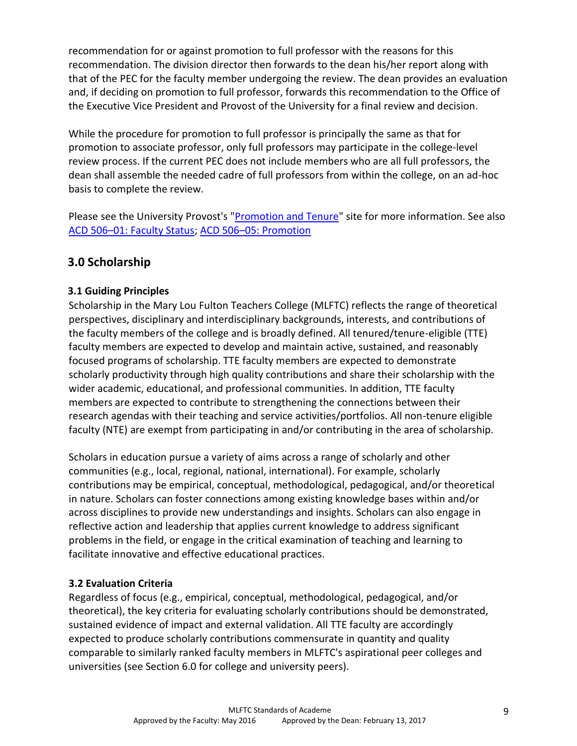recommendation for or against promotion to full professor with the reasons for this recommendation. The division director then forwards to the dean his/her report along with that of the PEC for the faculty member undergoing the review. The dean provides an evaluation and, if deciding on promotion to full professor, forwards this recommendation to the Office of the Executive Vice President and Provost of the University for a final review and decision.

While the procedure for promotion to full professor is principally the same as that for promotion to associate professor, only full professors may participate in the college-level review process. If the current PEC does not include members who are all full professors, the dean shall assemble the needed cadre of full professors from within the college, on an ad-hoc basis to complete the review.

Please see the University Provost's "Promotion and Tenure" site for more information. See also ACD 506–01: Faculty Status; ACD 506–05: Promotion

## 3.0 Scholarship

### 3.1 Guiding Principles

Scholarship in the Mary Lou Fulton Teachers College (MLFTC) reflects the range of theoretical perspectives, disciplinary and interdisciplinary backgrounds, interests, and contributions of the faculty members of the college and is broadly defined. All tenured/tenure-eligible (TTE) faculty members are expected to develop and maintain active, sustained, and reasonably focused programs of scholarship. TTE faculty members are expected to demonstrate scholarly productivity through high quality contributions and share their scholarship with the wider academic, educational, and professional communities. In addition, TTE faculty members are expected to contribute to strengthening the connections between their research agendas with their teaching and service activities/portfolios. All non-tenure eligible faculty (NTE) are exempt from participating in and/or contributing in the area of scholarship.

Scholars in education pursue a variety of aims across a range of scholarly and other communities (e.g., local, regional, national, international). For example, scholarly contributions may be empirical, conceptual, methodological, pedagogical, and/or theoretical in nature. Scholars can foster connections among existing knowledge bases within and/or across disciplines to provide new understandings and insights. Scholars can also engage in reflective action and leadership that applies current knowledge to address significant problems in the field, or engage in the critical examination of teaching and learning to facilitate innovative and effective educational practices.

### 3.2 Evaluation Criteria

Regardless of focus (e.g., empirical, conceptual, methodological, pedagogical, and/or theoretical), the key criteria for evaluating scholarly contributions should be demonstrated, sustained evidence of impact and external validation. All TTE faculty are accordingly expected to produce scholarly contributions commensurate in quantity and quality comparable to similarly ranked faculty members in MLFTC's aspirational peer colleges and universities (see Section 6.0 for college and university peers).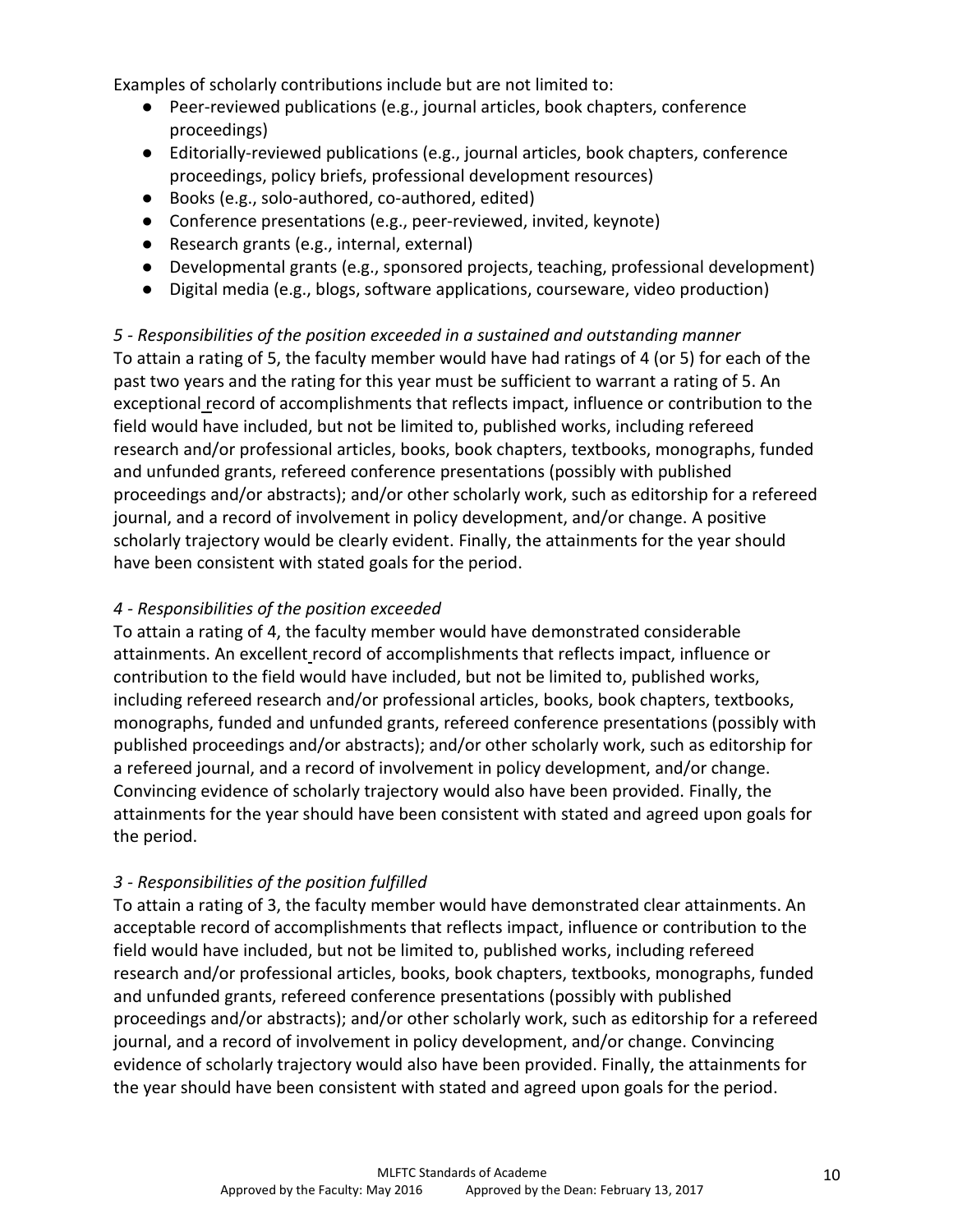Examples of scholarly contributions include but are not limited to:

- Peer-reviewed publications (e.g., journal articles, book chapters, conference proceedings)
- Editorially-reviewed publications (e.g., journal articles, book chapters, conference proceedings, policy briefs, professional development resources)
- Books (e.g., solo-authored, co-authored, edited)
- Conference presentations (e.g., peer-reviewed, invited, keynote)
- Research grants (e.g., internal, external)
- Developmental grants (e.g., sponsored projects, teaching, professional development)
- Digital media (e.g., blogs, software applications, courseware, video production)

*5 - Responsibilities of the position exceeded in a sustained and outstanding manner*

To attain a rating of 5, the faculty member would have had ratings of 4 (or 5) for each of the past two years and the rating for this year must be sufficient to warrant a rating of 5. An exceptional record of accomplishments that reflects impact, influence or contribution to the field would have included, but not be limited to, published works, including refereed research and/or professional articles, books, book chapters, textbooks, monographs, funded and unfunded grants, refereed conference presentations (possibly with published proceedings and/or abstracts); and/or other scholarly work, such as editorship for a refereed journal, and a record of involvement in policy development, and/or change. A positive scholarly trajectory would be clearly evident. Finally, the attainments for the year should have been consistent with stated goals for the period.

*4 - Responsibilities of the position exceeded*

To attain a rating of 4, the faculty member would have demonstrated considerable attainments. An excellent record of accomplishments that reflects impact, influence or contribution to the field would have included, but not be limited to, published works, including refereed research and/or professional articles, books, book chapters, textbooks, monographs, funded and unfunded grants, refereed conference presentations (possibly with published proceedings and/or abstracts); and/or other scholarly work, such as editorship for a refereed journal, and a record of involvement in policy development, and/or change. Convincing evidence of scholarly trajectory would also have been provided. Finally, the attainments for the year should have been consistent with stated and agreed upon goals for the period.

*3 - Responsibilities of the position fulfilled*

To attain a rating of 3, the faculty member would have demonstrated clear attainments. An acceptable record of accomplishments that reflects impact, influence or contribution to the field would have included, but not be limited to, published works, including refereed research and/or professional articles, books, book chapters, textbooks, monographs, funded and unfunded grants, refereed conference presentations (possibly with published proceedings and/or abstracts); and/or other scholarly work, such as editorship for a refereed journal, and a record of involvement in policy development, and/or change. Convincing evidence of scholarly trajectory would also have been provided. Finally, the attainments for the year should have been consistent with stated and agreed upon goals for the period.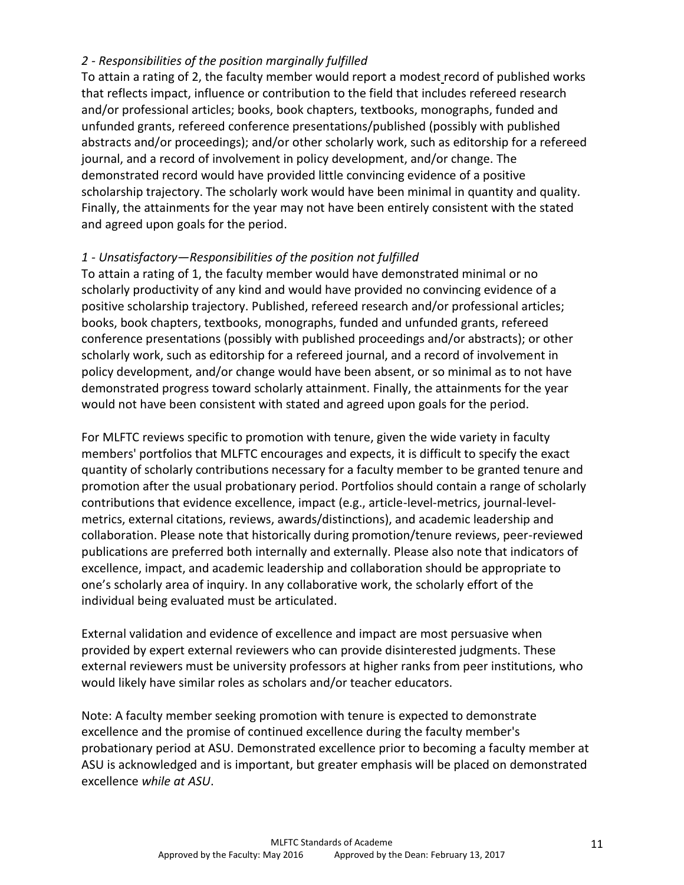*2 - Responsibilities of the position marginally fulfilled*

To attain a rating of 2, the faculty member would report a modest record of published works that reflects impact, influence or contribution to the field that includes refereed research and/or professional articles; books, book chapters, textbooks, monographs, funded and unfunded grants, refereed conference presentations/published (possibly with published abstracts and/or proceedings); and/or other scholarly work, such as editorship for a refereed journal, and a record of involvement in policy development, and/or change. The demonstrated record would have provided little convincing evidence of a positive scholarship trajectory. The scholarly work would have been minimal in quantity and quality. Finally, the attainments for the year may not have been entirely consistent with the stated and agreed upon goals for the period.

*1 - Unsatisfactory—Responsibilities of the position not fulfilled*

To attain a rating of 1, the faculty member would have demonstrated minimal or no scholarly productivity of any kind and would have provided no convincing evidence of a positive scholarship trajectory. Published, refereed research and/or professional articles; books, book chapters, textbooks, monographs, funded and unfunded grants, refereed conference presentations (possibly with published proceedings and/or abstracts); or other scholarly work, such as editorship for a refereed journal, and a record of involvement in policy development, and/or change would have been absent, or so minimal as to not have demonstrated progress toward scholarly attainment. Finally, the attainments for the year would not have been consistent with stated and agreed upon goals for the period.

For MLFTC reviews specific to promotion with tenure, given the wide variety in faculty members' portfolios that MLFTC encourages and expects, it is difficult to specify the exact quantity of scholarly contributions necessary for a faculty member to be granted tenure and promotion after the usual probationary period. Portfolios should contain a range of scholarly contributions that evidence excellence, impact (e.g., article-level-metrics, journal-level-metrics, external citations, reviews, awards/distinctions), and academic leadership and collaboration. Please note that historically during promotion/tenure reviews, peer-reviewed publications are preferred both internally and externally. Please also note that indicators of excellence, impact, and academic leadership and collaboration should be appropriate to one's scholarly area of inquiry. In any collaborative work, the scholarly effort of the individual being evaluated must be articulated.

External validation and evidence of excellence and impact are most persuasive when provided by expert external reviewers who can provide disinterested judgments. These external reviewers must be university professors at higher ranks from peer institutions, who would likely have similar roles as scholars and/or teacher educators.

Note: A faculty member seeking promotion with tenure is expected to demonstrate excellence and the promise of continued excellence during the faculty member's probationary period at ASU. Demonstrated excellence prior to becoming a faculty member at ASU is acknowledged and is important, but greater emphasis will be placed on demonstrated excellence *while at ASU*.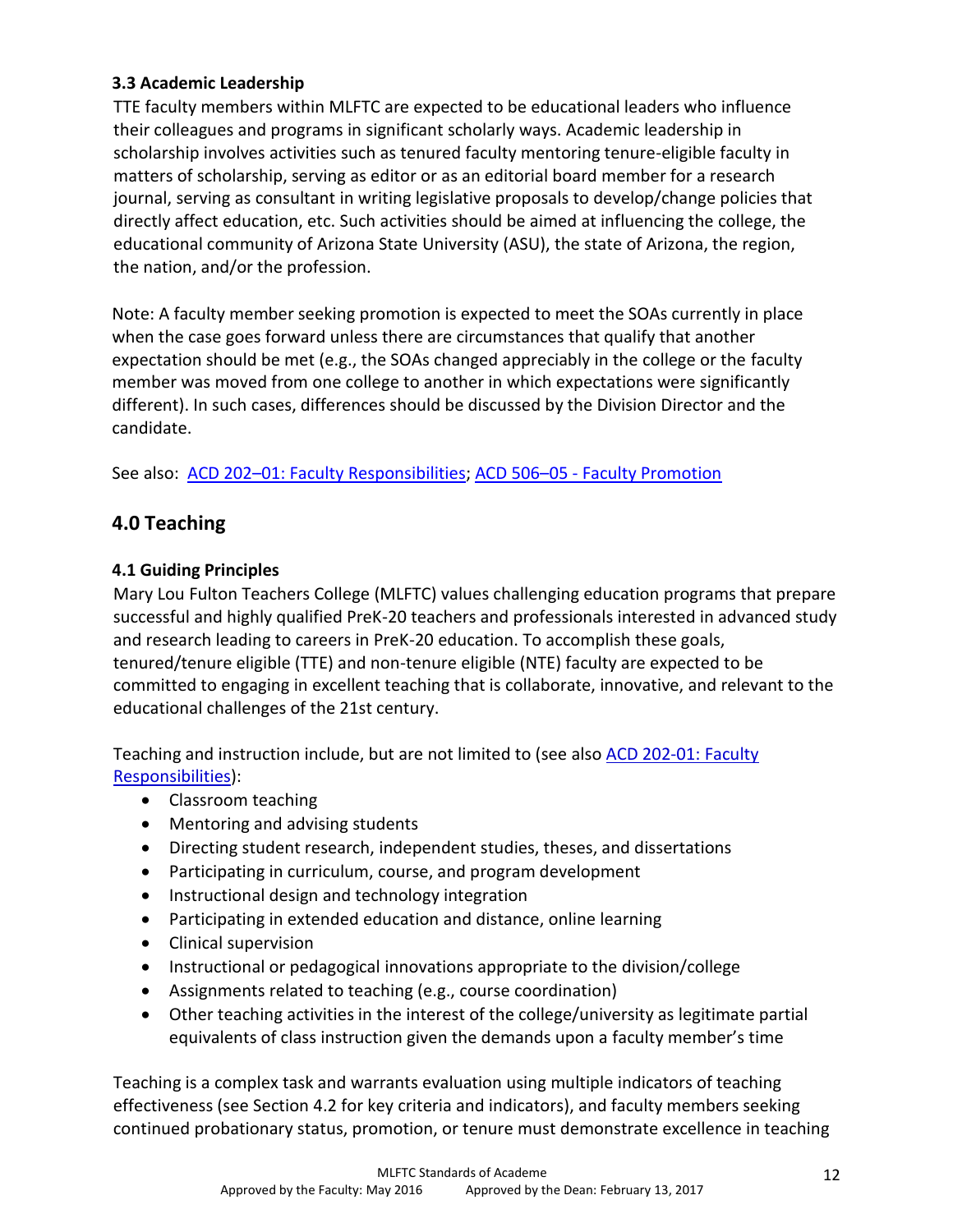### 3.3 Academic Leadership

TTE faculty members within MLFTC are expected to be educational leaders who influence their colleagues and programs in significant scholarly ways. Academic leadership in scholarship involves activities such as tenured faculty mentoring tenure-eligible faculty in matters of scholarship, serving as editor or as an editorial board member for a research journal, serving as consultant in writing legislative proposals to develop/change policies that directly affect education, etc. Such activities should be aimed at influencing the college, the educational community of Arizona State University (ASU), the state of Arizona, the region, the nation, and/or the profession.

Note: A faculty member seeking promotion is expected to meet the SOAs currently in place when the case goes forward unless there are circumstances that qualify that another expectation should be met (e.g., the SOAs changed appreciably in the college or the faculty member was moved from one college to another in which expectations were significantly different). In such cases, differences should be discussed by the Division Director and the candidate.

See also: ACD 202–01: Faculty Responsibilities; ACD 506–05 - Faculty Promotion

## 4.0 Teaching

### 4.1 Guiding Principles

Mary Lou Fulton Teachers College (MLFTC) values challenging education programs that prepare successful and highly qualified PreK-20 teachers and professionals interested in advanced study and research leading to careers in PreK-20 education. To accomplish these goals, tenured/tenure eligible (TTE) and non-tenure eligible (NTE) faculty are expected to be committed to engaging in excellent teaching that is collaborate, innovative, and relevant to the educational challenges of the 21st century.

Teaching and instruction include, but are not limited to (see also ACD 202-01: Faculty Responsibilities):

- Classroom teaching
- Mentoring and advising students
- Directing student research, independent studies, theses, and dissertations
- Participating in curriculum, course, and program development
- Instructional design and technology integration
- Participating in extended education and distance, online learning
- Clinical supervision
- Instructional or pedagogical innovations appropriate to the division/college
- Assignments related to teaching (e.g., course coordination)
- Other teaching activities in the interest of the college/university as legitimate partial equivalents of class instruction given the demands upon a faculty member's time

Teaching is a complex task and warrants evaluation using multiple indicators of teaching effectiveness (see Section 4.2 for key criteria and indicators), and faculty members seeking continued probationary status, promotion, or tenure must demonstrate excellence in teaching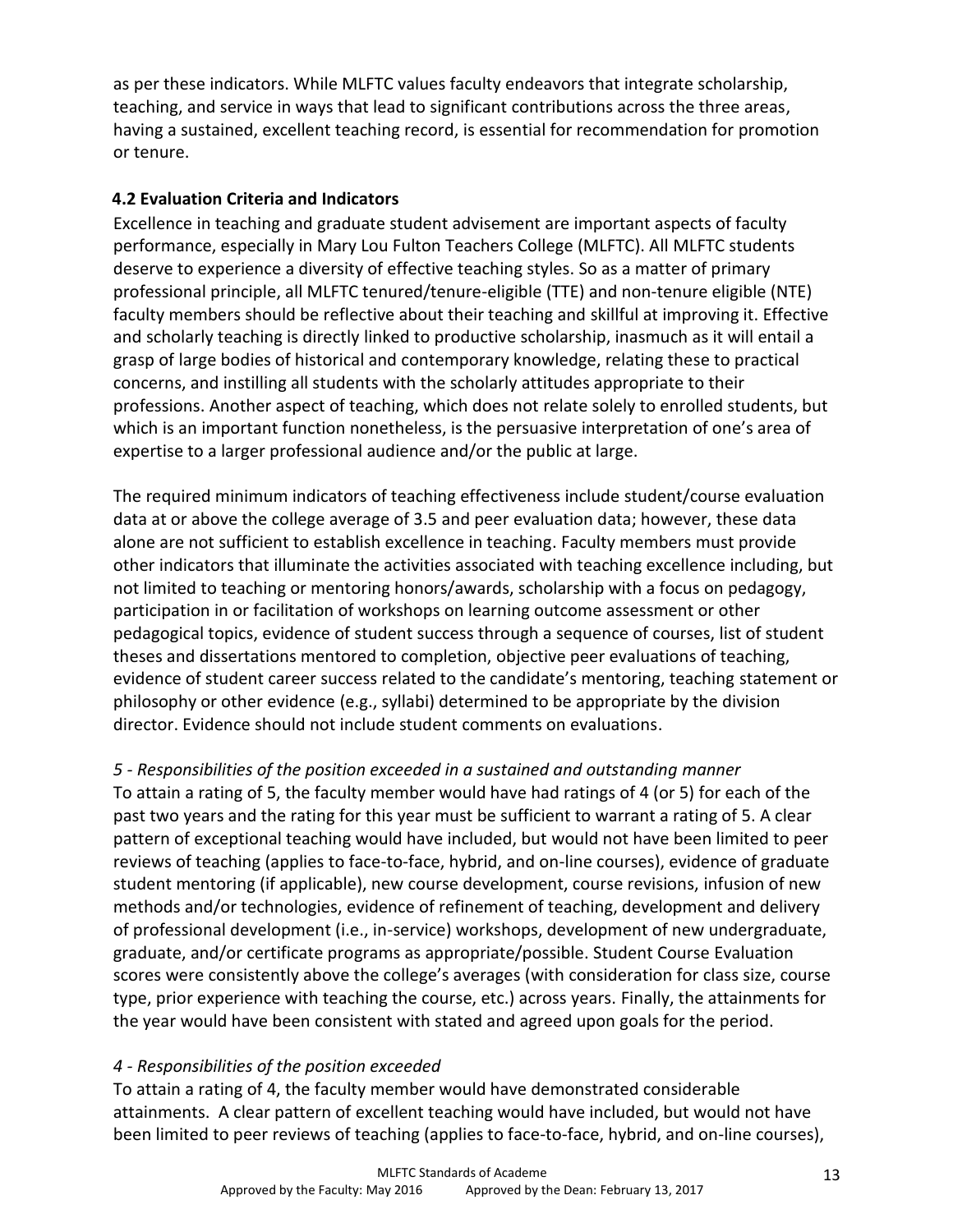as per these indicators. While MLFTC values faculty endeavors that integrate scholarship, teaching, and service in ways that lead to significant contributions across the three areas, having a sustained, excellent teaching record, is essential for recommendation for promotion or tenure.

### 4.2 Evaluation Criteria and Indicators

Excellence in teaching and graduate student advisement are important aspects of faculty performance, especially in Mary Lou Fulton Teachers College (MLFTC). All MLFTC students deserve to experience a diversity of effective teaching styles. So as a matter of primary professional principle, all MLFTC tenured/tenure-eligible (TTE) and non-tenure eligible (NTE) faculty members should be reflective about their teaching and skillful at improving it. Effective and scholarly teaching is directly linked to productive scholarship, inasmuch as it will entail a grasp of large bodies of historical and contemporary knowledge, relating these to practical concerns, and instilling all students with the scholarly attitudes appropriate to their professions. Another aspect of teaching, which does not relate solely to enrolled students, but which is an important function nonetheless, is the persuasive interpretation of one's area of expertise to a larger professional audience and/or the public at large.

The required minimum indicators of teaching effectiveness include student/course evaluation data at or above the college average of 3.5 and peer evaluation data; however, these data alone are not sufficient to establish excellence in teaching. Faculty members must provide other indicators that illuminate the activities associated with teaching excellence including, but not limited to teaching or mentoring honors/awards, scholarship with a focus on pedagogy, participation in or facilitation of workshops on learning outcome assessment or other pedagogical topics, evidence of student success through a sequence of courses, list of student theses and dissertations mentored to completion, objective peer evaluations of teaching, evidence of student career success related to the candidate's mentoring, teaching statement or philosophy or other evidence (e.g., syllabi) determined to be appropriate by the division director. Evidence should not include student comments on evaluations.

*5 - Responsibilities of the position exceeded in a sustained and outstanding manner*

To attain a rating of 5, the faculty member would have had ratings of 4 (or 5) for each of the past two years and the rating for this year must be sufficient to warrant a rating of 5. A clear pattern of exceptional teaching would have included, but would not have been limited to peer reviews of teaching (applies to face-to-face, hybrid, and on-line courses), evidence of graduate student mentoring (if applicable), new course development, course revisions, infusion of new methods and/or technologies, evidence of refinement of teaching, development and delivery of professional development (i.e., in-service) workshops, development of new undergraduate, graduate, and/or certificate programs as appropriate/possible. Student Course Evaluation scores were consistently above the college's averages (with consideration for class size, course type, prior experience with teaching the course, etc.) across years. Finally, the attainments for the year would have been consistent with stated and agreed upon goals for the period.

*4 - Responsibilities of the position exceeded*

To attain a rating of 4, the faculty member would have demonstrated considerable attainments. A clear pattern of excellent teaching would have included, but would not have been limited to peer reviews of teaching (applies to face-to-face, hybrid, and on-line courses),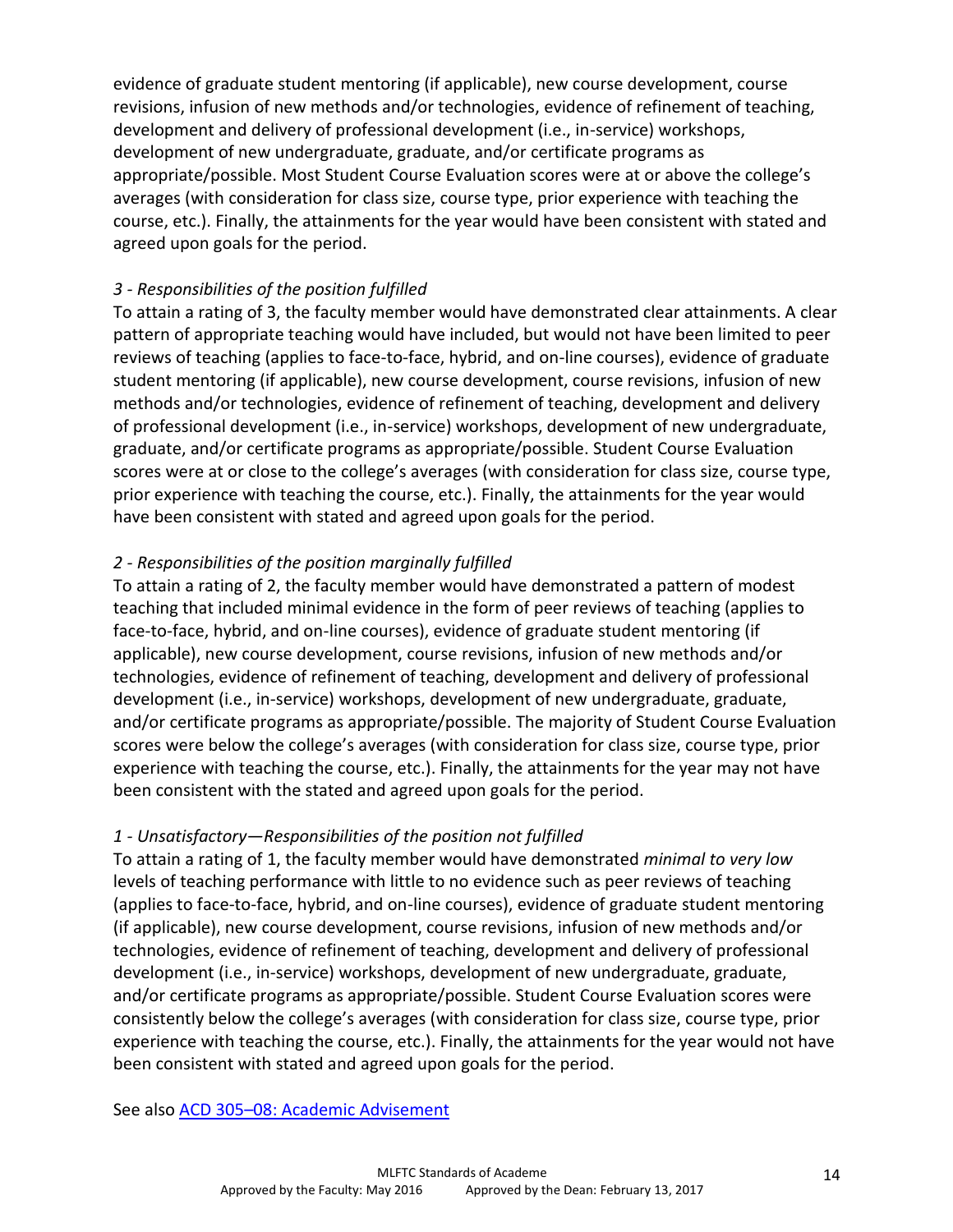evidence of graduate student mentoring (if applicable), new course development, course revisions, infusion of new methods and/or technologies, evidence of refinement of teaching, development and delivery of professional development (i.e., in-service) workshops, development of new undergraduate, graduate, and/or certificate programs as appropriate/possible. Most Student Course Evaluation scores were at or above the college's averages (with consideration for class size, course type, prior experience with teaching the course, etc.). Finally, the attainments for the year would have been consistent with stated and agreed upon goals for the period.

*3 - Responsibilities of the position fulfilled*

To attain a rating of 3, the faculty member would have demonstrated clear attainments. A clear pattern of appropriate teaching would have included, but would not have been limited to peer reviews of teaching (applies to face-to-face, hybrid, and on-line courses), evidence of graduate student mentoring (if applicable), new course development, course revisions, infusion of new methods and/or technologies, evidence of refinement of teaching, development and delivery of professional development (i.e., in-service) workshops, development of new undergraduate, graduate, and/or certificate programs as appropriate/possible. Student Course Evaluation scores were at or close to the college's averages (with consideration for class size, course type, prior experience with teaching the course, etc.). Finally, the attainments for the year would have been consistent with stated and agreed upon goals for the period.

*2 - Responsibilities of the position marginally fulfilled*

To attain a rating of 2, the faculty member would have demonstrated a pattern of modest teaching that included minimal evidence in the form of peer reviews of teaching (applies to face-to-face, hybrid, and on-line courses), evidence of graduate student mentoring (if applicable), new course development, course revisions, infusion of new methods and/or technologies, evidence of refinement of teaching, development and delivery of professional development (i.e., in-service) workshops, development of new undergraduate, graduate, and/or certificate programs as appropriate/possible. The majority of Student Course Evaluation scores were below the college's averages (with consideration for class size, course type, prior experience with teaching the course, etc.). Finally, the attainments for the year may not have been consistent with the stated and agreed upon goals for the period.

*1 - Unsatisfactory—Responsibilities of the position not fulfilled*

To attain a rating of 1, the faculty member would have demonstrated *minimal to very low* levels of teaching performance with little to no evidence such as peer reviews of teaching (applies to face-to-face, hybrid, and on-line courses), evidence of graduate student mentoring (if applicable), new course development, course revisions, infusion of new methods and/or technologies, evidence of refinement of teaching, development and delivery of professional development (i.e., in-service) workshops, development of new undergraduate, graduate, and/or certificate programs as appropriate/possible. Student Course Evaluation scores were consistently below the college's averages (with consideration for class size, course type, prior experience with teaching the course, etc.). Finally, the attainments for the year would not have been consistent with stated and agreed upon goals for the period.

See also [ACD 305–08: Academic Advisement]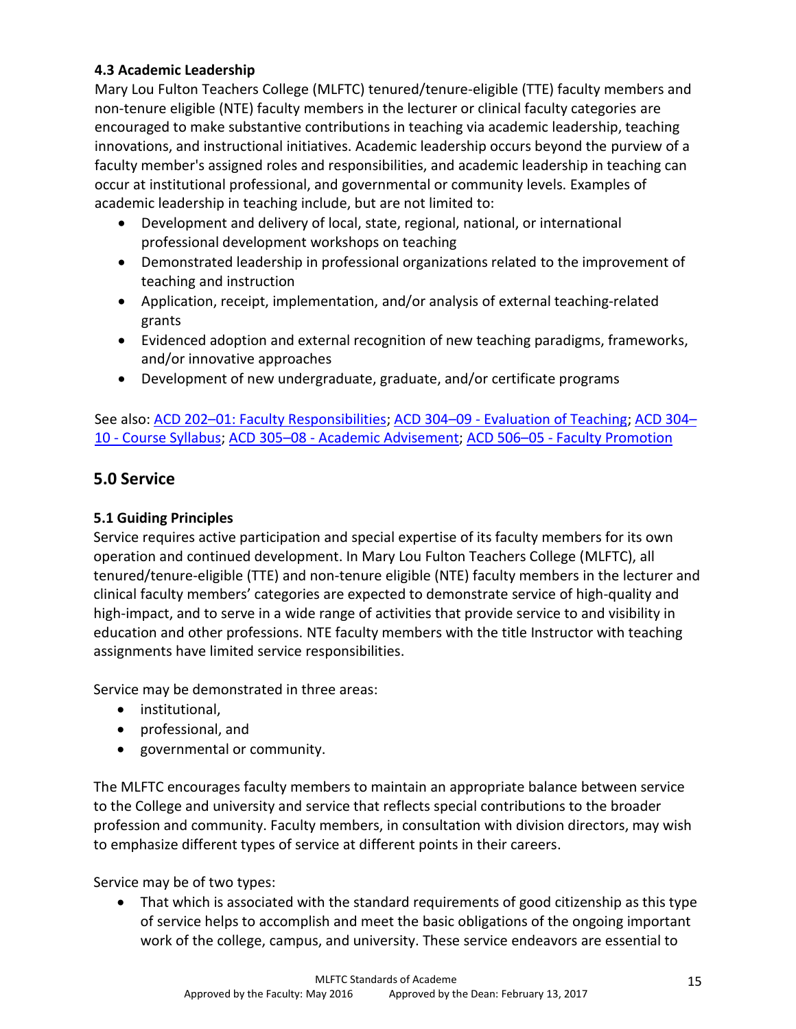### 4.3 Academic Leadership

Mary Lou Fulton Teachers College (MLFTC) tenured/tenure-eligible (TTE) faculty members and non-tenure eligible (NTE) faculty members in the lecturer or clinical faculty categories are encouraged to make substantive contributions in teaching via academic leadership, teaching innovations, and instructional initiatives. Academic leadership occurs beyond the purview of a faculty member's assigned roles and responsibilities, and academic leadership in teaching can occur at institutional professional, and governmental or community levels. Examples of academic leadership in teaching include, but are not limited to:

- Development and delivery of local, state, regional, national, or international professional development workshops on teaching
- Demonstrated leadership in professional organizations related to the improvement of teaching and instruction
- Application, receipt, implementation, and/or analysis of external teaching-related grants
- Evidenced adoption and external recognition of new teaching paradigms, frameworks, and/or innovative approaches
- Development of new undergraduate, graduate, and/or certificate programs

See also: ACD 202–01: Faculty Responsibilities; ACD 304–09 - Evaluation of Teaching; ACD 304–10 - Course Syllabus; ACD 305–08 - Academic Advisement; ACD 506–05 - Faculty Promotion

## 5.0 Service

### 5.1 Guiding Principles

Service requires active participation and special expertise of its faculty members for its own operation and continued development. In Mary Lou Fulton Teachers College (MLFTC), all tenured/tenure-eligible (TTE) and non-tenure eligible (NTE) faculty members in the lecturer and clinical faculty members' categories are expected to demonstrate service of high-quality and high-impact, and to serve in a wide range of activities that provide service to and visibility in education and other professions. NTE faculty members with the title Instructor with teaching assignments have limited service responsibilities.

Service may be demonstrated in three areas:

- institutional,
- professional, and
- governmental or community.

The MLFTC encourages faculty members to maintain an appropriate balance between service to the College and university and service that reflects special contributions to the broader profession and community. Faculty members, in consultation with division directors, may wish to emphasize different types of service at different points in their careers.

Service may be of two types:

- That which is associated with the standard requirements of good citizenship as this type of service helps to accomplish and meet the basic obligations of the ongoing important work of the college, campus, and university. These service endeavors are essential to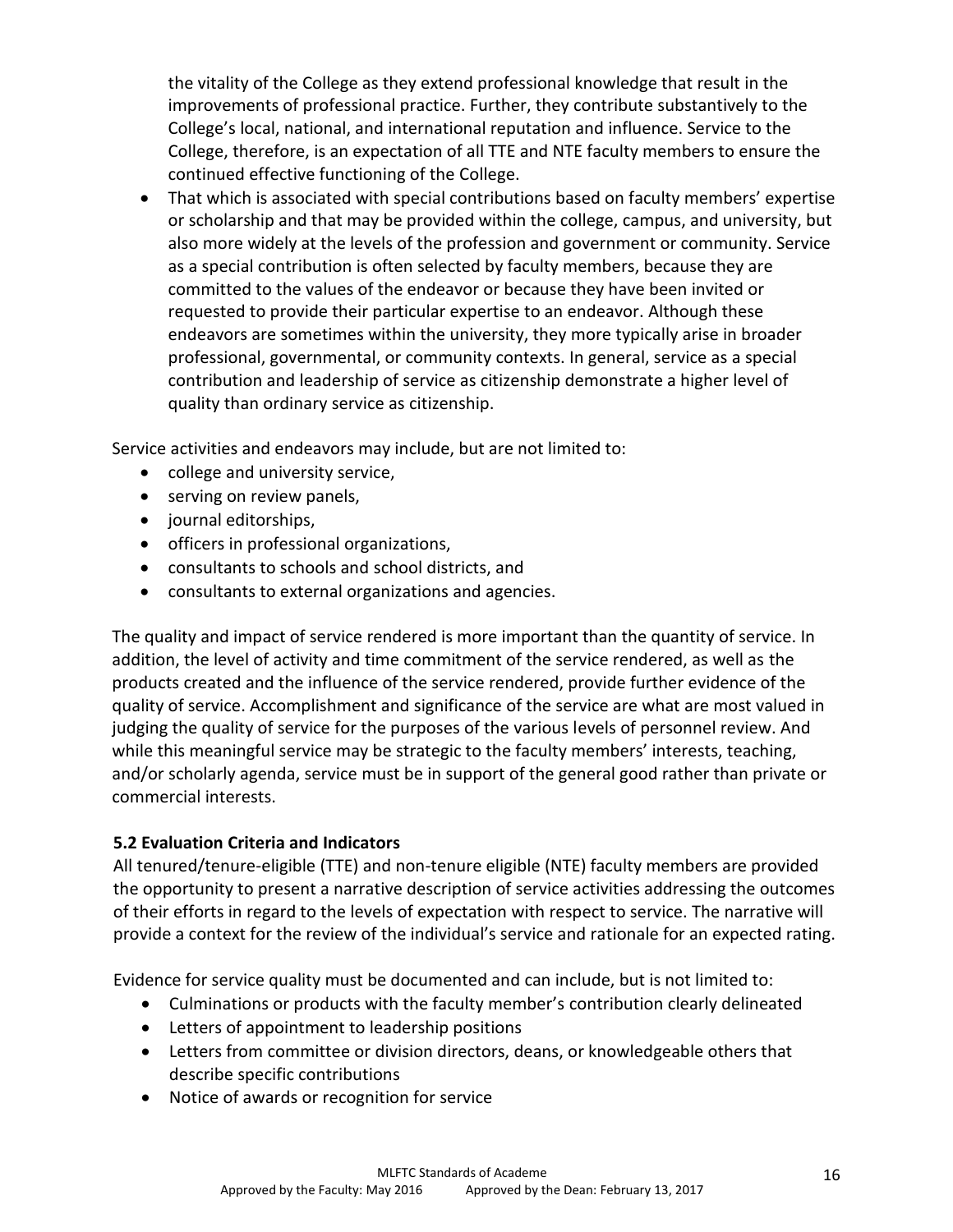the vitality of the College as they extend professional knowledge that result in the improvements of professional practice. Further, they contribute substantively to the College's local, national, and international reputation and influence. Service to the College, therefore, is an expectation of all TTE and NTE faculty members to ensure the continued effective functioning of the College.

- That which is associated with special contributions based on faculty members' expertise or scholarship and that may be provided within the college, campus, and university, but also more widely at the levels of the profession and government or community. Service as a special contribution is often selected by faculty members, because they are committed to the values of the endeavor or because they have been invited or requested to provide their particular expertise to an endeavor. Although these endeavors are sometimes within the university, they more typically arise in broader professional, governmental, or community contexts. In general, service as a special contribution and leadership of service as citizenship demonstrate a higher level of quality than ordinary service as citizenship.

Service activities and endeavors may include, but are not limited to:

- college and university service,
- serving on review panels,
- journal editorships,
- officers in professional organizations,
- consultants to schools and school districts, and
- consultants to external organizations and agencies.

The quality and impact of service rendered is more important than the quantity of service. In addition, the level of activity and time commitment of the service rendered, as well as the products created and the influence of the service rendered, provide further evidence of the quality of service. Accomplishment and significance of the service are what are most valued in judging the quality of service for the purposes of the various levels of personnel review. And while this meaningful service may be strategic to the faculty members' interests, teaching, and/or scholarly agenda, service must be in support of the general good rather than private or commercial interests.

### 5.2 Evaluation Criteria and Indicators

All tenured/tenure-eligible (TTE) and non-tenure eligible (NTE) faculty members are provided the opportunity to present a narrative description of service activities addressing the outcomes of their efforts in regard to the levels of expectation with respect to service. The narrative will provide a context for the review of the individual's service and rationale for an expected rating.

Evidence for service quality must be documented and can include, but is not limited to:

- Culminations or products with the faculty member's contribution clearly delineated
- Letters of appointment to leadership positions
- Letters from committee or division directors, deans, or knowledgeable others that describe specific contributions
- Notice of awards or recognition for service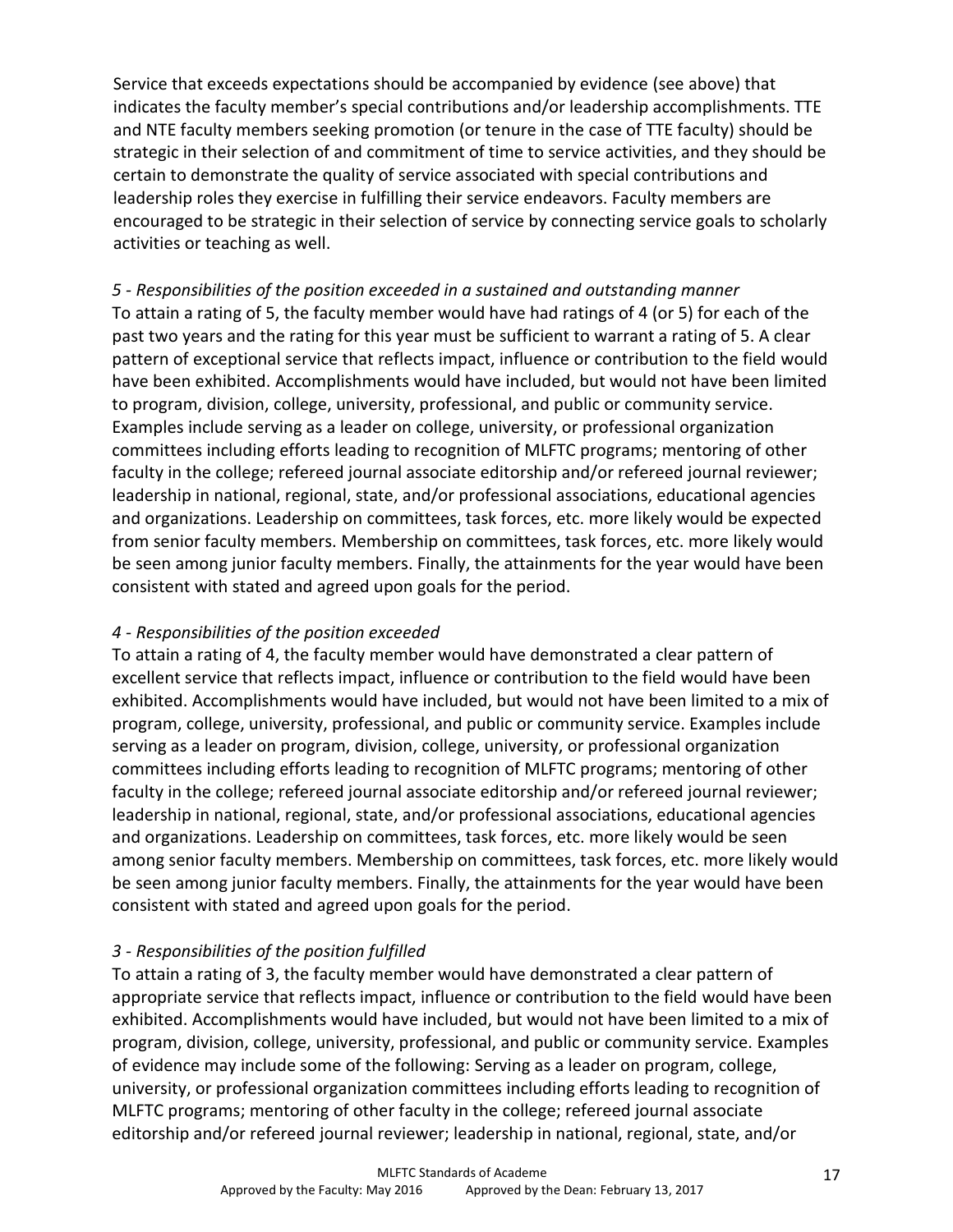Service that exceeds expectations should be accompanied by evidence (see above) that indicates the faculty member's special contributions and/or leadership accomplishments. TTE and NTE faculty members seeking promotion (or tenure in the case of TTE faculty) should be strategic in their selection of and commitment of time to service activities, and they should be certain to demonstrate the quality of service associated with special contributions and leadership roles they exercise in fulfilling their service endeavors. Faculty members are encouraged to be strategic in their selection of service by connecting service goals to scholarly activities or teaching as well.

*5 - Responsibilities of the position exceeded in a sustained and outstanding manner*

To attain a rating of 5, the faculty member would have had ratings of 4 (or 5) for each of the past two years and the rating for this year must be sufficient to warrant a rating of 5. A clear pattern of exceptional service that reflects impact, influence or contribution to the field would have been exhibited. Accomplishments would have included, but would not have been limited to program, division, college, university, professional, and public or community service. Examples include serving as a leader on college, university, or professional organization committees including efforts leading to recognition of MLFTC programs; mentoring of other faculty in the college; refereed journal associate editorship and/or refereed journal reviewer; leadership in national, regional, state, and/or professional associations, educational agencies and organizations. Leadership on committees, task forces, etc. more likely would be expected from senior faculty members. Membership on committees, task forces, etc. more likely would be seen among junior faculty members. Finally, the attainments for the year would have been consistent with stated and agreed upon goals for the period.

*4 - Responsibilities of the position exceeded*

To attain a rating of 4, the faculty member would have demonstrated a clear pattern of excellent service that reflects impact, influence or contribution to the field would have been exhibited. Accomplishments would have included, but would not have been limited to a mix of program, college, university, professional, and public or community service. Examples include serving as a leader on program, division, college, university, or professional organization committees including efforts leading to recognition of MLFTC programs; mentoring of other faculty in the college; refereed journal associate editorship and/or refereed journal reviewer; leadership in national, regional, state, and/or professional associations, educational agencies and organizations. Leadership on committees, task forces, etc. more likely would be seen among senior faculty members. Membership on committees, task forces, etc. more likely would be seen among junior faculty members. Finally, the attainments for the year would have been consistent with stated and agreed upon goals for the period.

*3 - Responsibilities of the position fulfilled*

To attain a rating of 3, the faculty member would have demonstrated a clear pattern of appropriate service that reflects impact, influence or contribution to the field would have been exhibited. Accomplishments would have included, but would not have been limited to a mix of program, division, college, university, professional, and public or community service. Examples of evidence may include some of the following: Serving as a leader on program, college, university, or professional organization committees including efforts leading to recognition of MLFTC programs; mentoring of other faculty in the college; refereed journal associate editorship and/or refereed journal reviewer; leadership in national, regional, state, and/or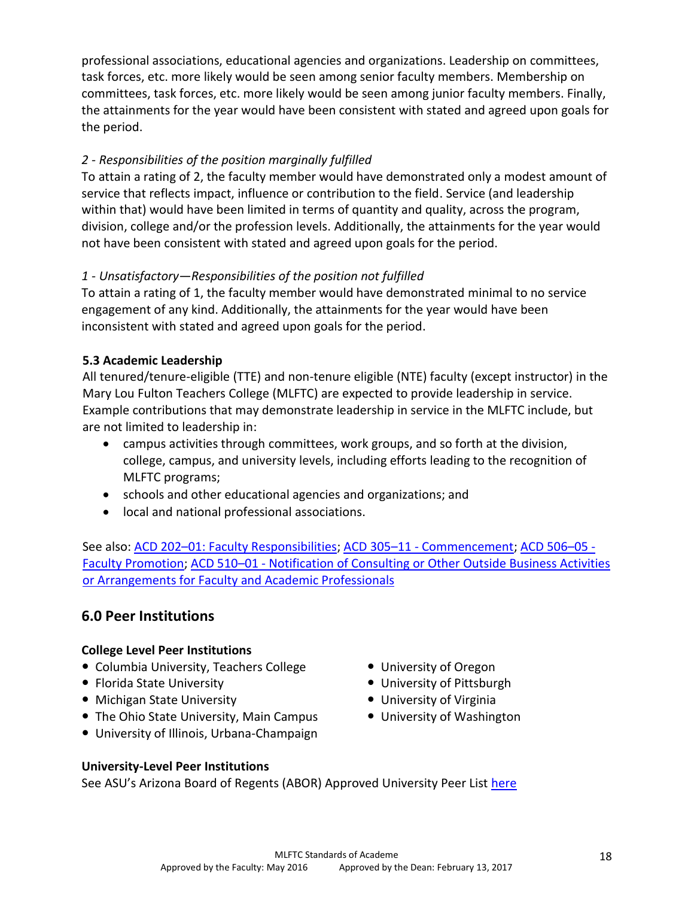professional associations, educational agencies and organizations. Leadership on committees, task forces, etc. more likely would be seen among senior faculty members. Membership on committees, task forces, etc. more likely would be seen among junior faculty members. Finally, the attainments for the year would have been consistent with stated and agreed upon goals for the period.

*2 - Responsibilities of the position marginally fulfilled*

To attain a rating of 2, the faculty member would have demonstrated only a modest amount of service that reflects impact, influence or contribution to the field. Service (and leadership within that) would have been limited in terms of quantity and quality, across the program, division, college and/or the profession levels. Additionally, the attainments for the year would not have been consistent with stated and agreed upon goals for the period.

*1 - Unsatisfactory—Responsibilities of the position not fulfilled*

To attain a rating of 1, the faculty member would have demonstrated minimal to no service engagement of any kind. Additionally, the attainments for the year would have been inconsistent with stated and agreed upon goals for the period.

### 5.3 Academic Leadership

All tenured/tenure-eligible (TTE) and non-tenure eligible (NTE) faculty (except instructor) in the Mary Lou Fulton Teachers College (MLFTC) are expected to provide leadership in service. Example contributions that may demonstrate leadership in service in the MLFTC include, but are not limited to leadership in:

- campus activities through committees, work groups, and so forth at the division, college, campus, and university levels, including efforts leading to the recognition of MLFTC programs;
- schools and other educational agencies and organizations; and
- local and national professional associations.

See also: ACD 202–01: Faculty Responsibilities; ACD 305–11 - Commencement; ACD 506–05 - Faculty Promotion; ACD 510–01 - Notification of Consulting or Other Outside Business Activities or Arrangements for Faculty and Academic Professionals

## 6.0 Peer Institutions

**College Level Peer Institutions**

- Columbia University, Teachers College
- Florida State University
- Michigan State University
- The Ohio State University, Main Campus
- University of Illinois, Urbana-Champaign
- University of Oregon
- University of Pittsburgh
- University of Virginia
- University of Washington

**University-Level Peer Institutions**

See ASU's Arizona Board of Regents (ABOR) Approved University Peer List here